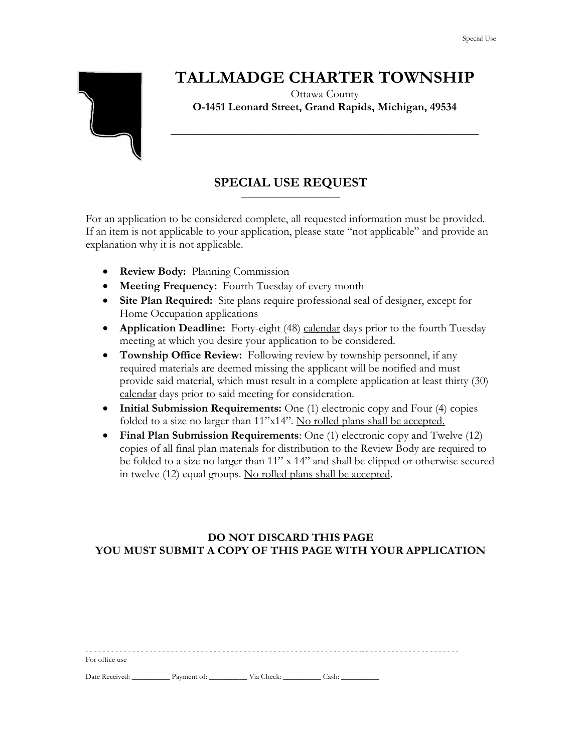# TALLMADGE CHARTER TOWNSHIP

Ottawa County

**O-1451 Leonard Street, Grand Rapids, Michigan, 49534**

## SPECIAL USE REQUEST

For an application to be considered complete, all requested information must be provided. If an item is not applicable to your application, please state "not applicable" and provide an explanation why it is not applicable.

- **Review Body:** Planning Commission
- **Meeting Frequency:** Fourth Tuesday of every month
- **Site Plan Required:** Site plans require professional seal of designer, except for Home Occupation applications
- **Application Deadline:** Forty-eight (48) calendar days prior to the fourth Tuesday meeting at which you desire your application to be considered.
- **Township Office Review:** Following review by township personnel, if any required materials are deemed missing the applicant will be notified and must provide said material, which must result in a complete application at least thirty (30) calendar days prior to said meeting for consideration.
- **Initial Submission Requirements:** One (1) electronic copy and Four (4) copies folded to a size no larger than 11"x14". No rolled plans shall be accepted.
- **Final Plan Submission Requirements**: One (1) electronic copy and Twelve (12) copies of all final plan materials for distribution to the Review Body are required to be folded to a size no larger than 11" x 14" and shall be clipped or otherwise secured in twelve (12) equal groups. No rolled plans shall be accepted.

**DO NOT DISCARD THIS PAGE**
**YOU MUST SUBMIT A COPY OF THIS PAGE WITH YOUR APPLICATION**

For office use

Date Received: __________ Payment of: __________ Via Check: __________ Cash: __________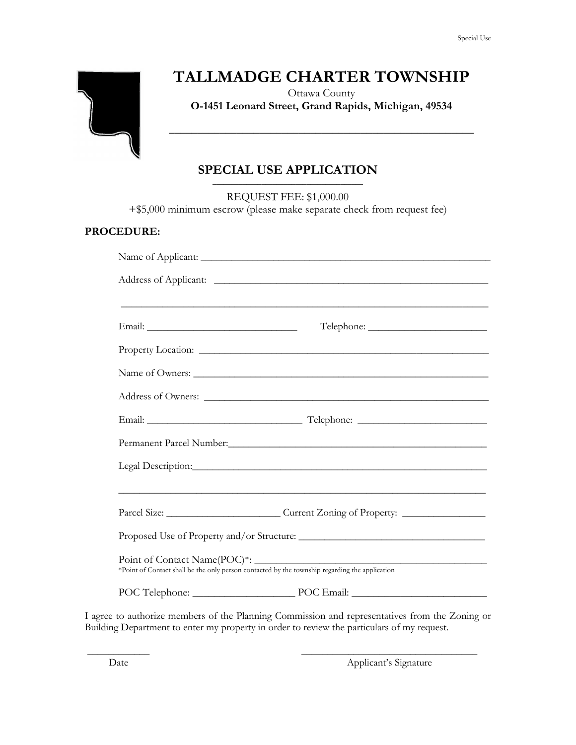# TALLMADGE CHARTER TOWNSHIP

Ottawa County

**O-1451 Leonard Street, Grand Rapids, Michigan, 49534**

---

## SPECIAL USE APPLICATION

REQUEST FEE: $1,000.00

+$5,000 minimum escrow (please make separate check from request fee)

**PROCEDURE:**

Name of Applicant: ____________________________________________________

Address of Applicant: __________________________________________________

______________________________________________________________________

Email: ______________________________ Telephone: _______________________

Property Location: ____________________________________________________

Name of Owners: ______________________________________________________

Address of Owners: ____________________________________________________

Email: ______________________________ Telephone: _______________________

Permanent Parcel Number:_______________________________________________

Legal Description:______________________________________________________

______________________________________________________________________

Parcel Size: ______________________ Current Zoning of Property: ________________

Proposed Use of Property and/or Structure: ___________________________________

Point of Contact Name(POC)*: ____________________________________________

*Point of Contact shall be the only person contacted by the township regarding the application

POC Telephone: ___________________ POC Email: __________________________

I agree to authorize members of the Planning Commission and representatives from the Zoning or Building Department to enter my property in order to review the particulars of my request.

____________ &emsp;&emsp;&emsp;&emsp;&emsp;&emsp; ____________________________________

Date &emsp;&emsp;&emsp;&emsp;&emsp;&emsp;&emsp;&emsp;&emsp;&emsp;&emsp;&emsp;&emsp;&emsp; Applicant's Signature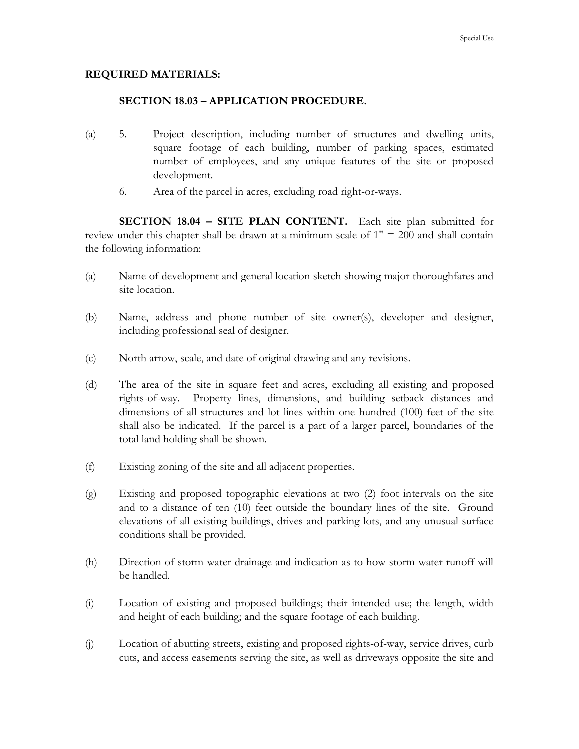**REQUIRED MATERIALS:**

**SECTION 18.03 – APPLICATION PROCEDURE.**

(a) 5. Project description, including number of structures and dwelling units, square footage of each building, number of parking spaces, estimated number of employees, and any unique features of the site or proposed development.

6. Area of the parcel in acres, excluding road right-or-ways.

**SECTION 18.04 – SITE PLAN CONTENT.** Each site plan submitted for review under this chapter shall be drawn at a minimum scale of 1" = 200 and shall contain the following information:

(a) Name of development and general location sketch showing major thoroughfares and site location.

(b) Name, address and phone number of site owner(s), developer and designer, including professional seal of designer.

(c) North arrow, scale, and date of original drawing and any revisions.

(d) The area of the site in square feet and acres, excluding all existing and proposed rights-of-way. Property lines, dimensions, and building setback distances and dimensions of all structures and lot lines within one hundred (100) feet of the site shall also be indicated. If the parcel is a part of a larger parcel, boundaries of the total land holding shall be shown.

(f) Existing zoning of the site and all adjacent properties.

(g) Existing and proposed topographic elevations at two (2) foot intervals on the site and to a distance of ten (10) feet outside the boundary lines of the site. Ground elevations of all existing buildings, drives and parking lots, and any unusual surface conditions shall be provided.

(h) Direction of storm water drainage and indication as to how storm water runoff will be handled.

(i) Location of existing and proposed buildings; their intended use; the length, width and height of each building; and the square footage of each building.

(j) Location of abutting streets, existing and proposed rights-of-way, service drives, curb cuts, and access easements serving the site, as well as driveways opposite the site and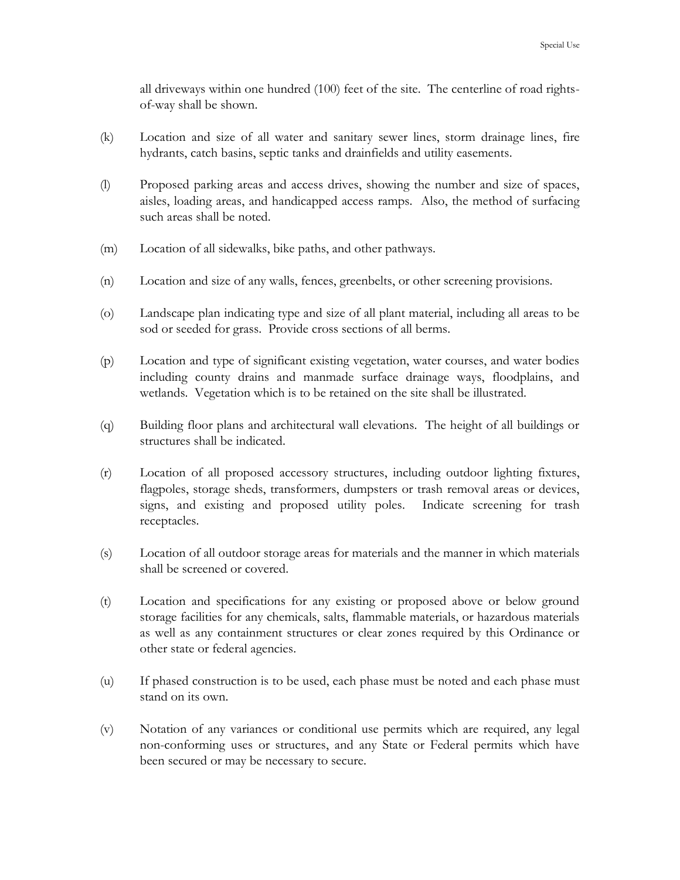all driveways within one hundred (100) feet of the site. The centerline of road rights-of-way shall be shown.

(k) Location and size of all water and sanitary sewer lines, storm drainage lines, fire hydrants, catch basins, septic tanks and drainfields and utility easements.

(l) Proposed parking areas and access drives, showing the number and size of spaces, aisles, loading areas, and handicapped access ramps. Also, the method of surfacing such areas shall be noted.

(m) Location of all sidewalks, bike paths, and other pathways.

(n) Location and size of any walls, fences, greenbelts, or other screening provisions.

(o) Landscape plan indicating type and size of all plant material, including all areas to be sod or seeded for grass. Provide cross sections of all berms.

(p) Location and type of significant existing vegetation, water courses, and water bodies including county drains and manmade surface drainage ways, floodplains, and wetlands. Vegetation which is to be retained on the site shall be illustrated.

(q) Building floor plans and architectural wall elevations. The height of all buildings or structures shall be indicated.

(r) Location of all proposed accessory structures, including outdoor lighting fixtures, flagpoles, storage sheds, transformers, dumpsters or trash removal areas or devices, signs, and existing and proposed utility poles. Indicate screening for trash receptacles.

(s) Location of all outdoor storage areas for materials and the manner in which materials shall be screened or covered.

(t) Location and specifications for any existing or proposed above or below ground storage facilities for any chemicals, salts, flammable materials, or hazardous materials as well as any containment structures or clear zones required by this Ordinance or other state or federal agencies.

(u) If phased construction is to be used, each phase must be noted and each phase must stand on its own.

(v) Notation of any variances or conditional use permits which are required, any legal non-conforming uses or structures, and any State or Federal permits which have been secured or may be necessary to secure.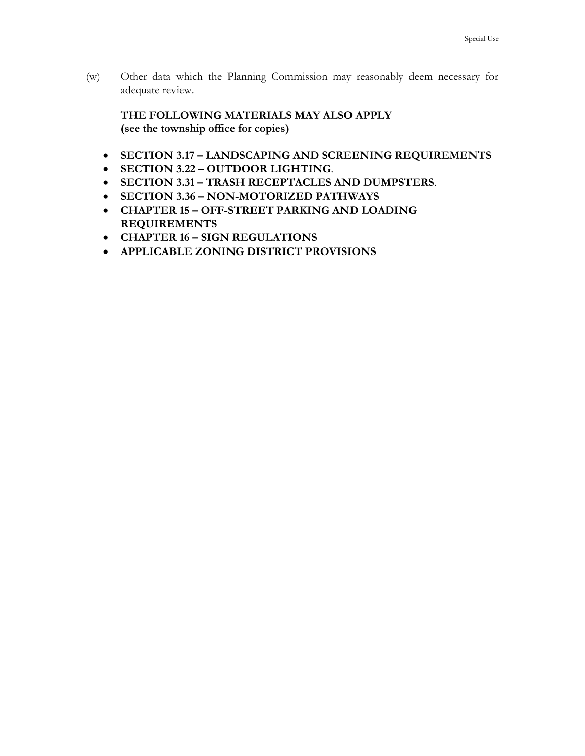(w) Other data which the Planning Commission may reasonably deem necessary for adequate review.

**THE FOLLOWING MATERIALS MAY ALSO APPLY**
**(see the township office for copies)**

- **SECTION 3.17 – LANDSCAPING AND SCREENING REQUIREMENTS**
- **SECTION 3.22 – OUTDOOR LIGHTING**.
- **SECTION 3.31 – TRASH RECEPTACLES AND DUMPSTERS**.
- **SECTION 3.36 – NON-MOTORIZED PATHWAYS**
- **CHAPTER 15 – OFF-STREET PARKING AND LOADING REQUIREMENTS**
- **CHAPTER 16 – SIGN REGULATIONS**
- **APPLICABLE ZONING DISTRICT PROVISIONS**